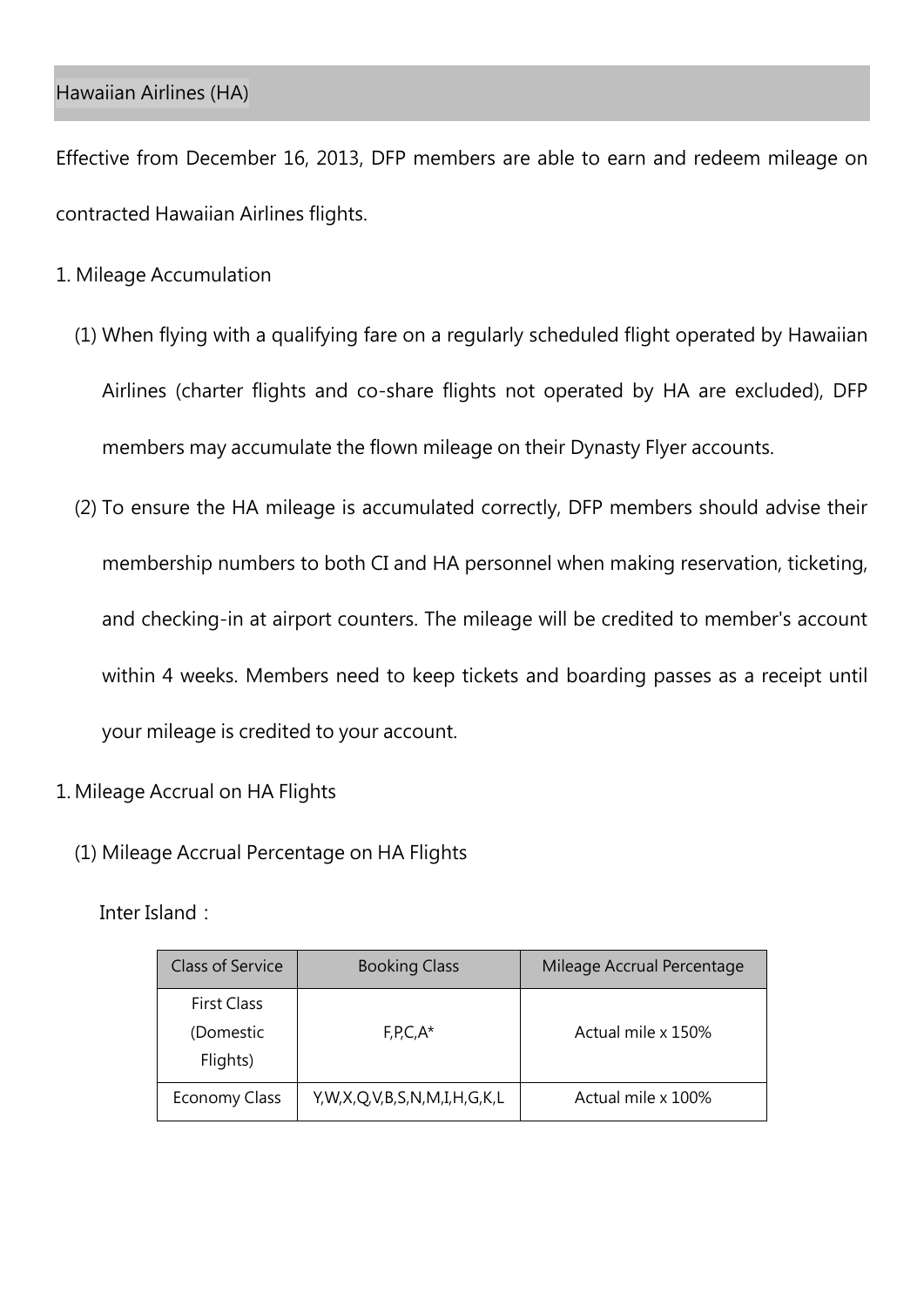## Hawaiian Airlines (HA)

Effective from December 16, 2013, DFP members are able to earn and redeem mileage on contracted Hawaiian Airlines flights.

1. Mileage Accumulation

   (1) When flying with a qualifying fare on a regularly scheduled flight operated by Hawaiian Airlines (charter flights and co-share flights not operated by HA are excluded), DFP members may accumulate the flown mileage on their Dynasty Flyer accounts.

   (2) To ensure the HA mileage is accumulated correctly, DFP members should advise their membership numbers to both CI and HA personnel when making reservation, ticketing, and checking-in at airport counters. The mileage will be credited to member's account within 4 weeks. Members need to keep tickets and boarding passes as a receipt until your mileage is credited to your account.

1. Mileage Accrual on HA Flights

   (1) Mileage Accrual Percentage on HA Flights

   Inter Island：

| Class of Service | Booking Class | Mileage Accrual Percentage |
|---|---|---|
| First Class (Domestic Flights) | F,P,C,A* | Actual mile x 150% |
| Economy Class | Y,W,X,Q,V,B,S,N,M,I,H,G,K,L | Actual mile x 100% |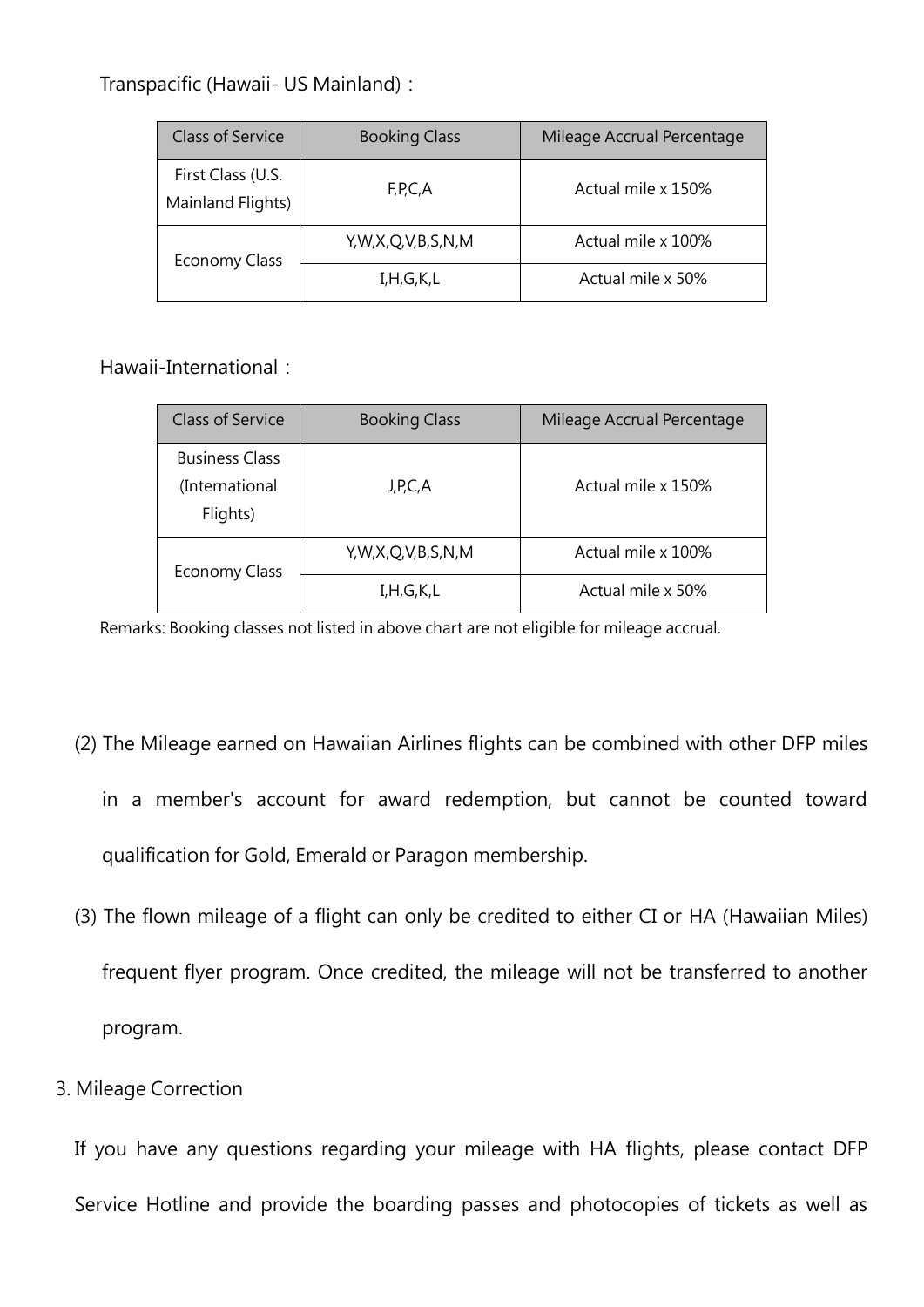Transpacific (Hawaii- US Mainland)：

| Class of Service | Booking Class | Mileage Accrual Percentage |
| --- | --- | --- |
| First Class (U.S. Mainland Flights) | F,P,C,A | Actual mile x 150% |
| Economy Class | Y,W,X,Q,V,B,S,N,M | Actual mile x 100% |
| | I,H,G,K,L | Actual mile x 50% |

Hawaii-International：

| Class of Service | Booking Class | Mileage Accrual Percentage |
| --- | --- | --- |
| Business Class (International Flights) | J,P,C,A | Actual mile x 150% |
| Economy Class | Y,W,X,Q,V,B,S,N,M | Actual mile x 100% |
| | I,H,G,K,L | Actual mile x 50% |

Remarks: Booking classes not listed in above chart are not eligible for mileage accrual.

(2) The Mileage earned on Hawaiian Airlines flights can be combined with other DFP miles in a member's account for award redemption, but cannot be counted toward qualification for Gold, Emerald or Paragon membership.

(3) The flown mileage of a flight can only be credited to either CI or HA (Hawaiian Miles) frequent flyer program. Once credited, the mileage will not be transferred to another program.

3. Mileage Correction

If you have any questions regarding your mileage with HA flights, please contact DFP Service Hotline and provide the boarding passes and photocopies of tickets as well as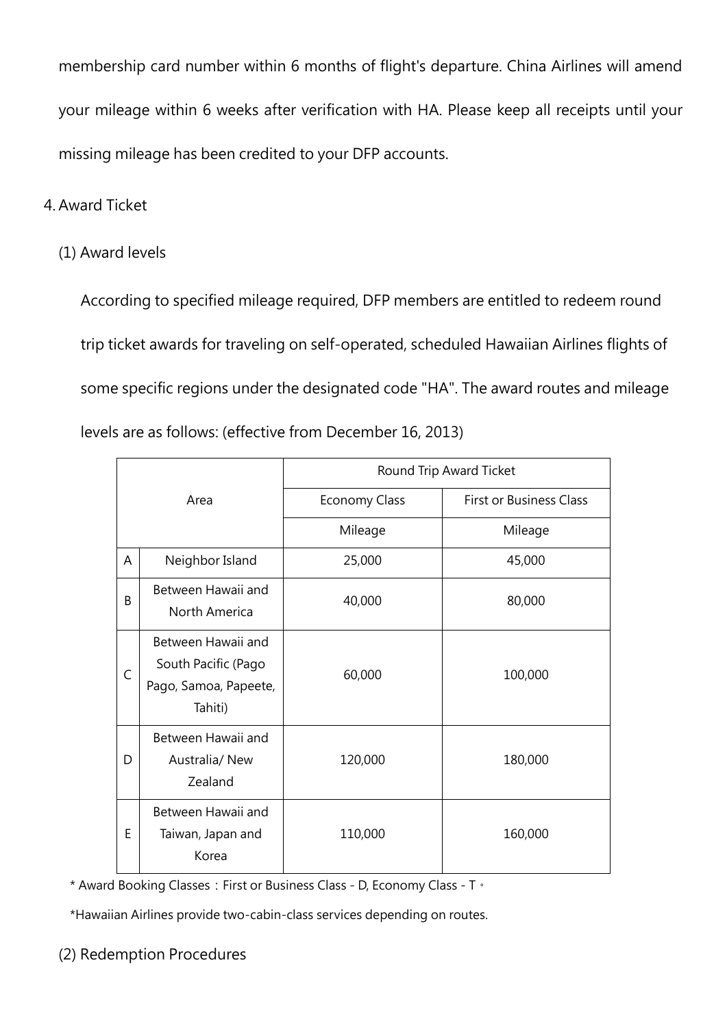membership card number within 6 months of flight's departure. China Airlines will amend your mileage within 6 weeks after verification with HA. Please keep all receipts until your missing mileage has been credited to your DFP accounts.

4. Award Ticket

(1) Award levels

According to specified mileage required, DFP members are entitled to redeem round trip ticket awards for traveling on self-operated, scheduled Hawaiian Airlines flights of some specific regions under the designated code "HA". The award routes and mileage levels are as follows: (effective from December 16, 2013)

| Area | | Round Trip Award Ticket | |
|---|---|---|---|
| | | Economy Class | First or Business Class |
| | | Mileage | Mileage |
| A | Neighbor Island | 25,000 | 45,000 |
| B | Between Hawaii and North America | 40,000 | 80,000 |
| C | Between Hawaii and South Pacific (Pago Pago, Samoa, Papeete, Tahiti) | 60,000 | 100,000 |
| D | Between Hawaii and Australia/ New Zealand | 120,000 | 180,000 |
| E | Between Hawaii and Taiwan, Japan and Korea | 110,000 | 160,000 |

* Award Booking Classes：First or Business Class - D, Economy Class - T。

*Hawaiian Airlines provide two-cabin-class services depending on routes.

(2) Redemption Procedures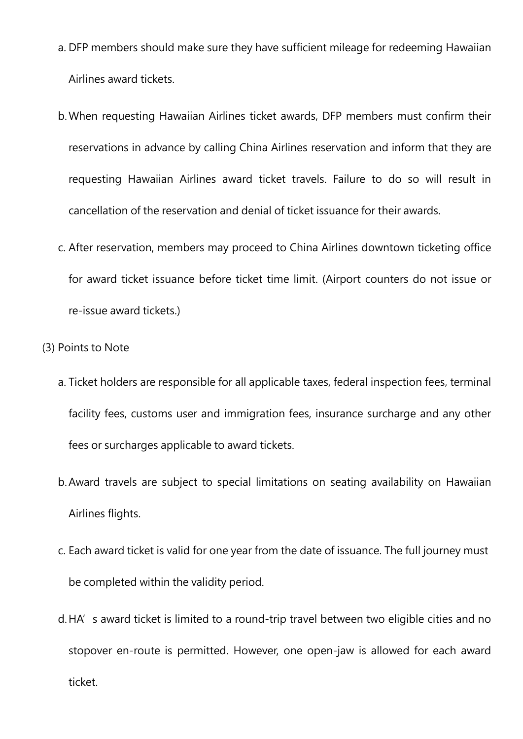a. DFP members should make sure they have sufficient mileage for redeeming Hawaiian Airlines award tickets.

b. When requesting Hawaiian Airlines ticket awards, DFP members must confirm their reservations in advance by calling China Airlines reservation and inform that they are requesting Hawaiian Airlines award ticket travels. Failure to do so will result in cancellation of the reservation and denial of ticket issuance for their awards.

c. After reservation, members may proceed to China Airlines downtown ticketing office for award ticket issuance before ticket time limit. (Airport counters do not issue or re-issue award tickets.)

(3) Points to Note

a. Ticket holders are responsible for all applicable taxes, federal inspection fees, terminal facility fees, customs user and immigration fees, insurance surcharge and any other fees or surcharges applicable to award tickets.

b. Award travels are subject to special limitations on seating availability on Hawaiian Airlines flights.

c. Each award ticket is valid for one year from the date of issuance. The full journey must be completed within the validity period.

d. HA's award ticket is limited to a round-trip travel between two eligible cities and no stopover en-route is permitted. However, one open-jaw is allowed for each award ticket.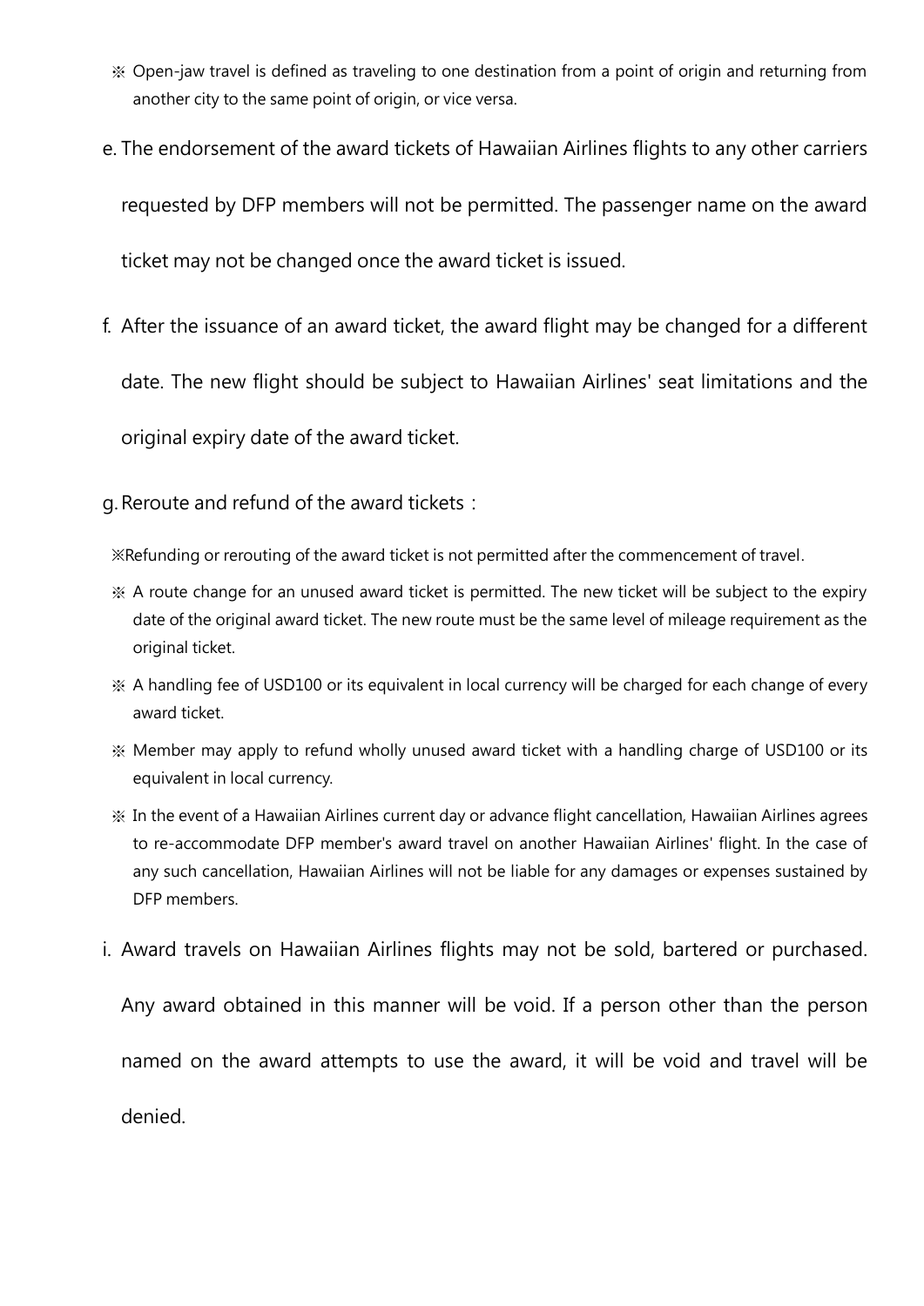※ Open-jaw travel is defined as traveling to one destination from a point of origin and returning from another city to the same point of origin, or vice versa.

e. The endorsement of the award tickets of Hawaiian Airlines flights to any other carriers requested by DFP members will not be permitted. The passenger name on the award ticket may not be changed once the award ticket is issued.

f. After the issuance of an award ticket, the award flight may be changed for a different date. The new flight should be subject to Hawaiian Airlines' seat limitations and the original expiry date of the award ticket.

g. Reroute and refund of the award tickets：

※Refunding or rerouting of the award ticket is not permitted after the commencement of travel.

※ A route change for an unused award ticket is permitted. The new ticket will be subject to the expiry date of the original award ticket. The new route must be the same level of mileage requirement as the original ticket.

※ A handling fee of USD100 or its equivalent in local currency will be charged for each change of every award ticket.

※ Member may apply to refund wholly unused award ticket with a handling charge of USD100 or its equivalent in local currency.

※ In the event of a Hawaiian Airlines current day or advance flight cancellation, Hawaiian Airlines agrees to re-accommodate DFP member's award travel on another Hawaiian Airlines' flight. In the case of any such cancellation, Hawaiian Airlines will not be liable for any damages or expenses sustained by DFP members.

i. Award travels on Hawaiian Airlines flights may not be sold, bartered or purchased. Any award obtained in this manner will be void. If a person other than the person named on the award attempts to use the award, it will be void and travel will be denied.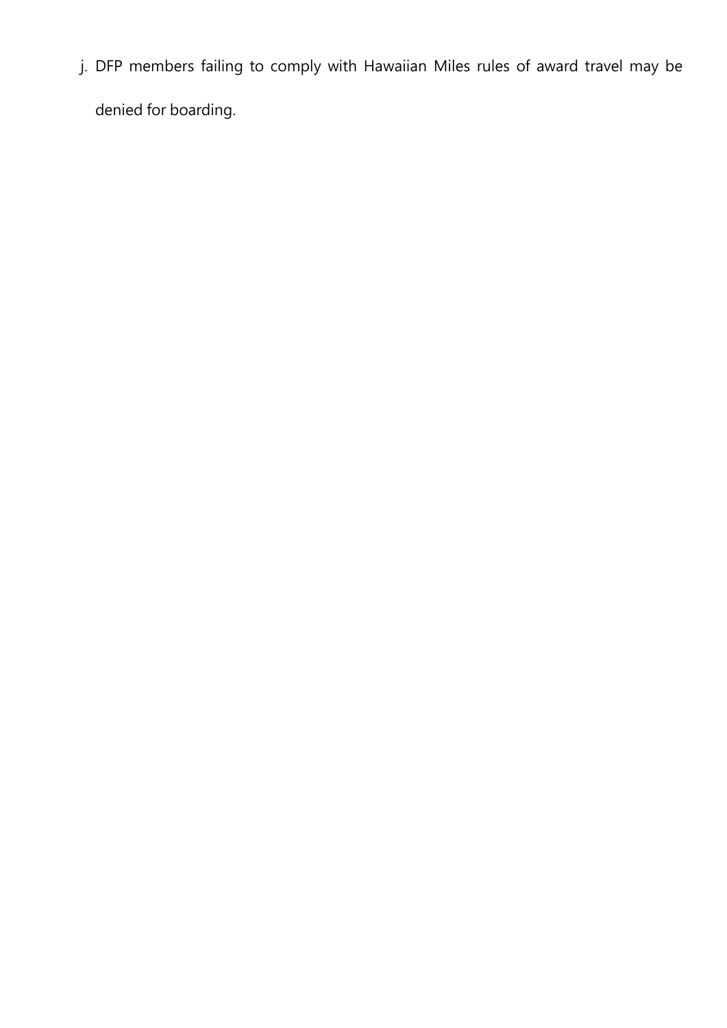j. DFP members failing to comply with Hawaiian Miles rules of award travel may be denied for boarding.